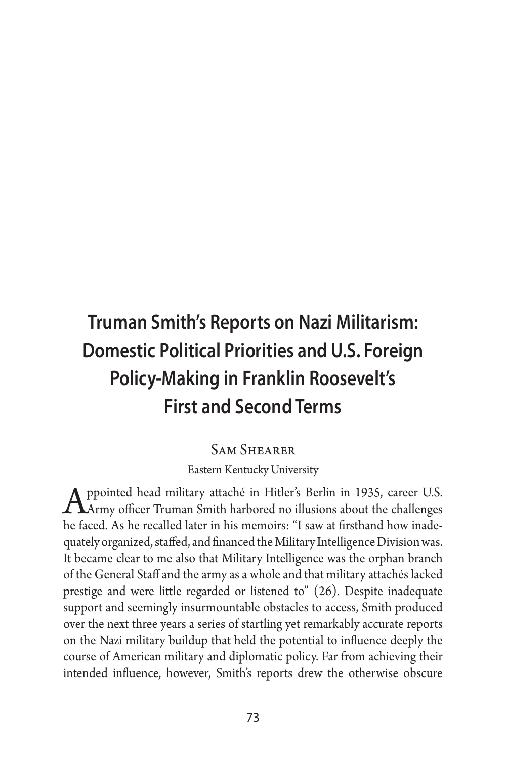# Truman Smith's Reports on Nazi Militarism: Domestic Political Priorities and U.S. Foreign Policy-Making in Franklin Roosevelt's First and Second Terms

Sam Shearer

Eastern Kentucky University

Appointed head military attaché in Hitler's Berlin in 1935, career U.S. Army officer Truman Smith harbored no illusions about the challenges he faced. As he recalled later in his memoirs: "I saw at firsthand how inadequately organized, staffed, and financed the Military Intelligence Division was. It became clear to me also that Military Intelligence was the orphan branch of the General Staff and the army as a whole and that military attachés lacked prestige and were little regarded or listened to" (26). Despite inadequate support and seemingly insurmountable obstacles to access, Smith produced over the next three years a series of startling yet remarkably accurate reports on the Nazi military buildup that held the potential to influence deeply the course of American military and diplomatic policy. Far from achieving their intended influence, however, Smith's reports drew the otherwise obscure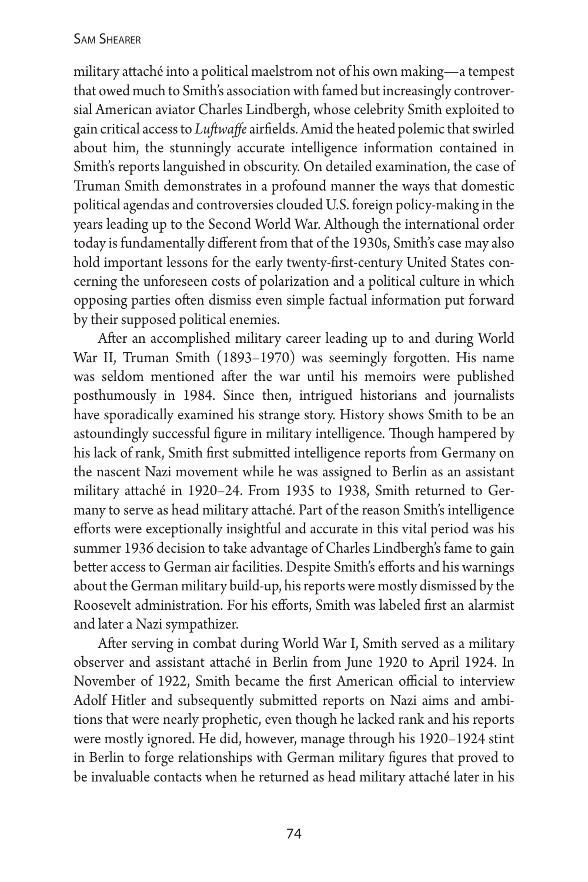military attaché into a political maelstrom not of his own making—a tempest that owed much to Smith's association with famed but increasingly controversial American aviator Charles Lindbergh, whose celebrity Smith exploited to gain critical access to *Luftwaffe* airfields. Amid the heated polemic that swirled about him, the stunningly accurate intelligence information contained in Smith's reports languished in obscurity. On detailed examination, the case of Truman Smith demonstrates in a profound manner the ways that domestic political agendas and controversies clouded U.S. foreign policy-making in the years leading up to the Second World War. Although the international order today is fundamentally different from that of the 1930s, Smith's case may also hold important lessons for the early twenty-first-century United States concerning the unforeseen costs of polarization and a political culture in which opposing parties often dismiss even simple factual information put forward by their supposed political enemies.

After an accomplished military career leading up to and during World War II, Truman Smith (1893–1970) was seemingly forgotten. His name was seldom mentioned after the war until his memoirs were published posthumously in 1984. Since then, intrigued historians and journalists have sporadically examined his strange story. History shows Smith to be an astoundingly successful figure in military intelligence. Though hampered by his lack of rank, Smith first submitted intelligence reports from Germany on the nascent Nazi movement while he was assigned to Berlin as an assistant military attaché in 1920–24. From 1935 to 1938, Smith returned to Germany to serve as head military attaché. Part of the reason Smith's intelligence efforts were exceptionally insightful and accurate in this vital period was his summer 1936 decision to take advantage of Charles Lindbergh's fame to gain better access to German air facilities. Despite Smith's efforts and his warnings about the German military build-up, his reports were mostly dismissed by the Roosevelt administration. For his efforts, Smith was labeled first an alarmist and later a Nazi sympathizer.

After serving in combat during World War I, Smith served as a military observer and assistant attaché in Berlin from June 1920 to April 1924. In November of 1922, Smith became the first American official to interview Adolf Hitler and subsequently submitted reports on Nazi aims and ambitions that were nearly prophetic, even though he lacked rank and his reports were mostly ignored. He did, however, manage through his 1920–1924 stint in Berlin to forge relationships with German military figures that proved to be invaluable contacts when he returned as head military attaché later in his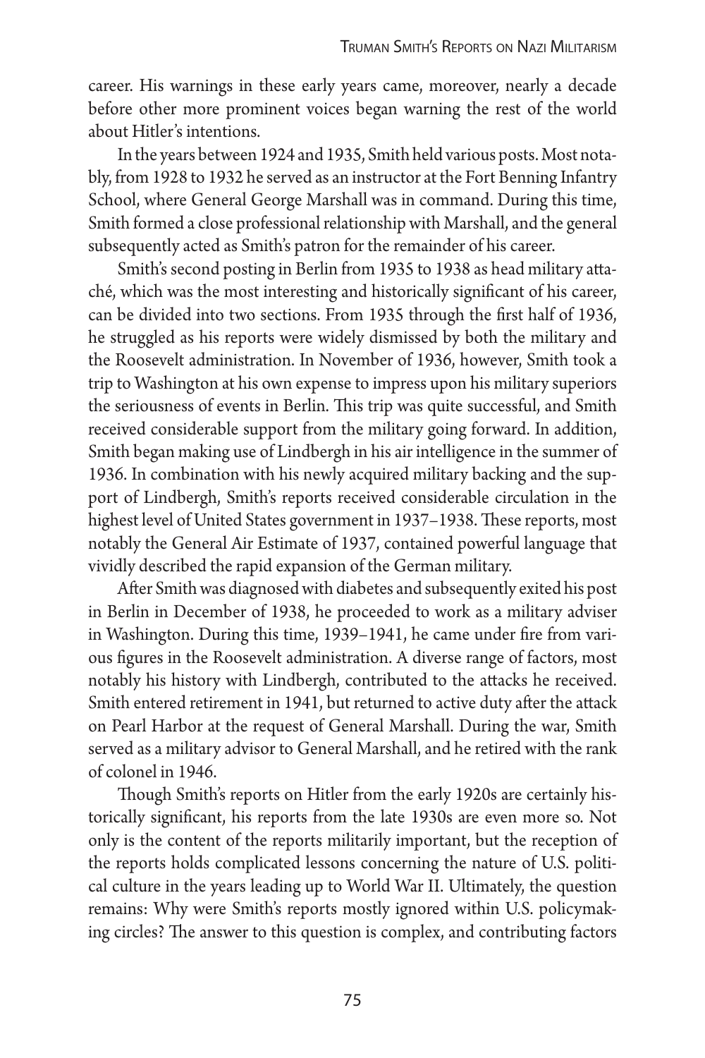career. His warnings in these early years came, moreover, nearly a decade before other more prominent voices began warning the rest of the world about Hitler's intentions.

In the years between 1924 and 1935, Smith held various posts. Most notably, from 1928 to 1932 he served as an instructor at the Fort Benning Infantry School, where General George Marshall was in command. During this time, Smith formed a close professional relationship with Marshall, and the general subsequently acted as Smith's patron for the remainder of his career.

Smith's second posting in Berlin from 1935 to 1938 as head military attaché, which was the most interesting and historically significant of his career, can be divided into two sections. From 1935 through the first half of 1936, he struggled as his reports were widely dismissed by both the military and the Roosevelt administration. In November of 1936, however, Smith took a trip to Washington at his own expense to impress upon his military superiors the seriousness of events in Berlin. This trip was quite successful, and Smith received considerable support from the military going forward. In addition, Smith began making use of Lindbergh in his air intelligence in the summer of 1936. In combination with his newly acquired military backing and the support of Lindbergh, Smith's reports received considerable circulation in the highest level of United States government in 1937–1938. These reports, most notably the General Air Estimate of 1937, contained powerful language that vividly described the rapid expansion of the German military.

After Smith was diagnosed with diabetes and subsequently exited his post in Berlin in December of 1938, he proceeded to work as a military adviser in Washington. During this time, 1939–1941, he came under fire from various figures in the Roosevelt administration. A diverse range of factors, most notably his history with Lindbergh, contributed to the attacks he received. Smith entered retirement in 1941, but returned to active duty after the attack on Pearl Harbor at the request of General Marshall. During the war, Smith served as a military advisor to General Marshall, and he retired with the rank of colonel in 1946.

Though Smith's reports on Hitler from the early 1920s are certainly historically significant, his reports from the late 1930s are even more so. Not only is the content of the reports militarily important, but the reception of the reports holds complicated lessons concerning the nature of U.S. political culture in the years leading up to World War II. Ultimately, the question remains: Why were Smith's reports mostly ignored within U.S. policymaking circles? The answer to this question is complex, and contributing factors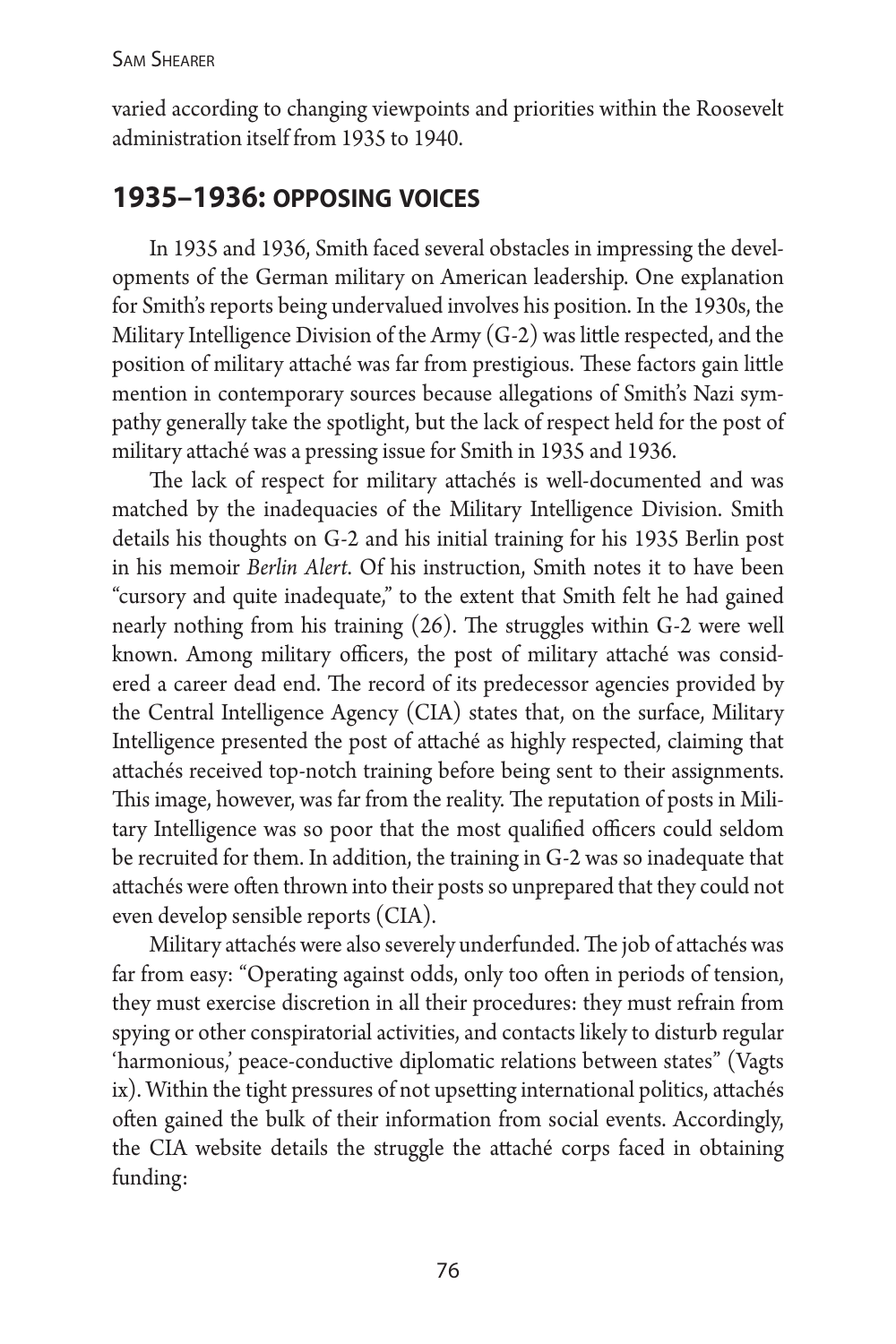varied according to changing viewpoints and priorities within the Roosevelt administration itself from 1935 to 1940.

## 1935–1936: OPPOSING VOICES

In 1935 and 1936, Smith faced several obstacles in impressing the developments of the German military on American leadership. One explanation for Smith's reports being undervalued involves his position. In the 1930s, the Military Intelligence Division of the Army (G-2) was little respected, and the position of military attaché was far from prestigious. These factors gain little mention in contemporary sources because allegations of Smith's Nazi sympathy generally take the spotlight, but the lack of respect held for the post of military attaché was a pressing issue for Smith in 1935 and 1936.

The lack of respect for military attachés is well-documented and was matched by the inadequacies of the Military Intelligence Division. Smith details his thoughts on G-2 and his initial training for his 1935 Berlin post in his memoir *Berlin Alert*. Of his instruction, Smith notes it to have been "cursory and quite inadequate," to the extent that Smith felt he had gained nearly nothing from his training (26). The struggles within G-2 were well known. Among military officers, the post of military attaché was considered a career dead end. The record of its predecessor agencies provided by the Central Intelligence Agency (CIA) states that, on the surface, Military Intelligence presented the post of attaché as highly respected, claiming that attachés received top-notch training before being sent to their assignments. This image, however, was far from the reality. The reputation of posts in Military Intelligence was so poor that the most qualified officers could seldom be recruited for them. In addition, the training in G-2 was so inadequate that attachés were often thrown into their posts so unprepared that they could not even develop sensible reports (CIA).

Military attachés were also severely underfunded. The job of attachés was far from easy: "Operating against odds, only too often in periods of tension, they must exercise discretion in all their procedures: they must refrain from spying or other conspiratorial activities, and contacts likely to disturb regular 'harmonious,' peace-conductive diplomatic relations between states" (Vagts ix). Within the tight pressures of not upsetting international politics, attachés often gained the bulk of their information from social events. Accordingly, the CIA website details the struggle the attaché corps faced in obtaining funding: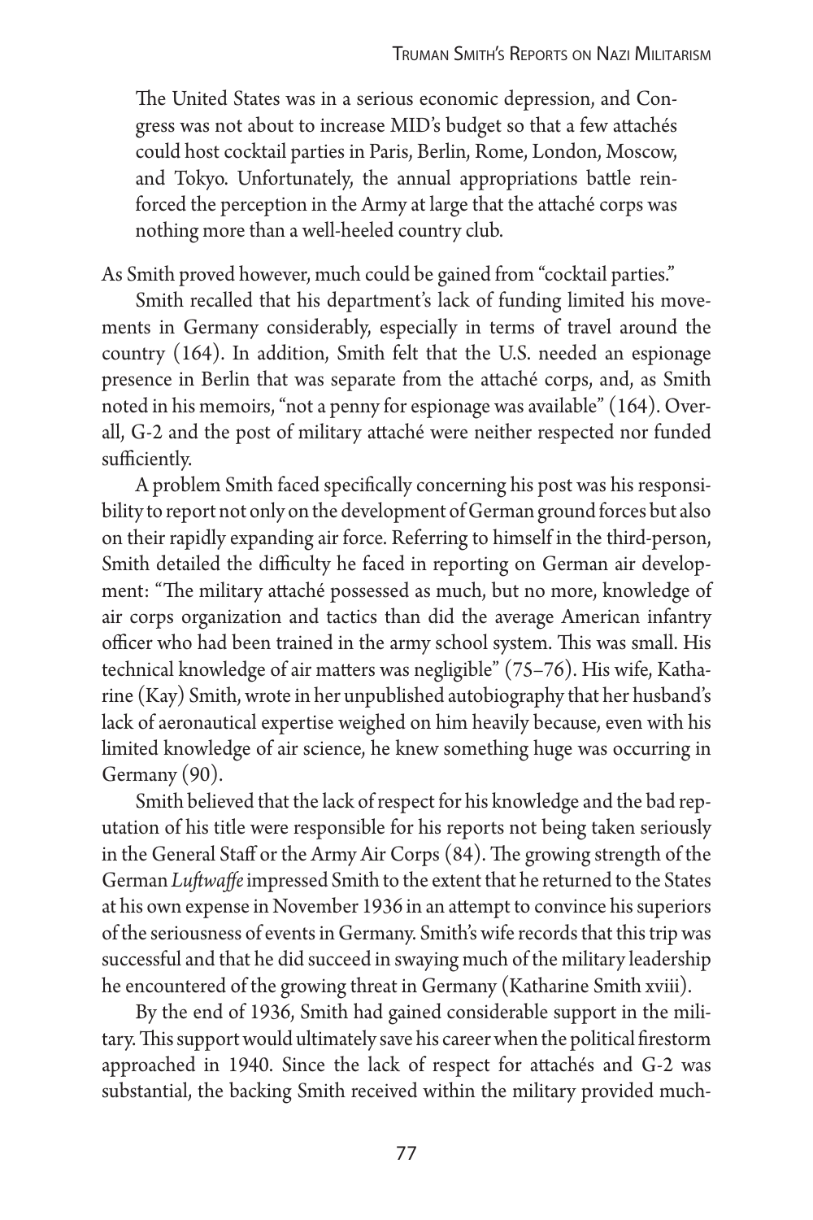> The United States was in a serious economic depression, and Congress was not about to increase MID's budget so that a few attachés could host cocktail parties in Paris, Berlin, Rome, London, Moscow, and Tokyo. Unfortunately, the annual appropriations battle reinforced the perception in the Army at large that the attaché corps was nothing more than a well-heeled country club.

As Smith proved however, much could be gained from "cocktail parties."

Smith recalled that his department's lack of funding limited his movements in Germany considerably, especially in terms of travel around the country (164). In addition, Smith felt that the U.S. needed an espionage presence in Berlin that was separate from the attaché corps, and, as Smith noted in his memoirs, "not a penny for espionage was available" (164). Overall, G-2 and the post of military attaché were neither respected nor funded sufficiently.

A problem Smith faced specifically concerning his post was his responsibility to report not only on the development of German ground forces but also on their rapidly expanding air force. Referring to himself in the third-person, Smith detailed the difficulty he faced in reporting on German air development: "The military attaché possessed as much, but no more, knowledge of air corps organization and tactics than did the average American infantry officer who had been trained in the army school system. This was small. His technical knowledge of air matters was negligible" (75–76). His wife, Katharine (Kay) Smith, wrote in her unpublished autobiography that her husband's lack of aeronautical expertise weighed on him heavily because, even with his limited knowledge of air science, he knew something huge was occurring in Germany (90).

Smith believed that the lack of respect for his knowledge and the bad reputation of his title were responsible for his reports not being taken seriously in the General Staff or the Army Air Corps (84). The growing strength of the German *Luftwaffe* impressed Smith to the extent that he returned to the States at his own expense in November 1936 in an attempt to convince his superiors of the seriousness of events in Germany. Smith's wife records that this trip was successful and that he did succeed in swaying much of the military leadership he encountered of the growing threat in Germany (Katharine Smith xviii).

By the end of 1936, Smith had gained considerable support in the military. This support would ultimately save his career when the political firestorm approached in 1940. Since the lack of respect for attachés and G-2 was substantial, the backing Smith received within the military provided much-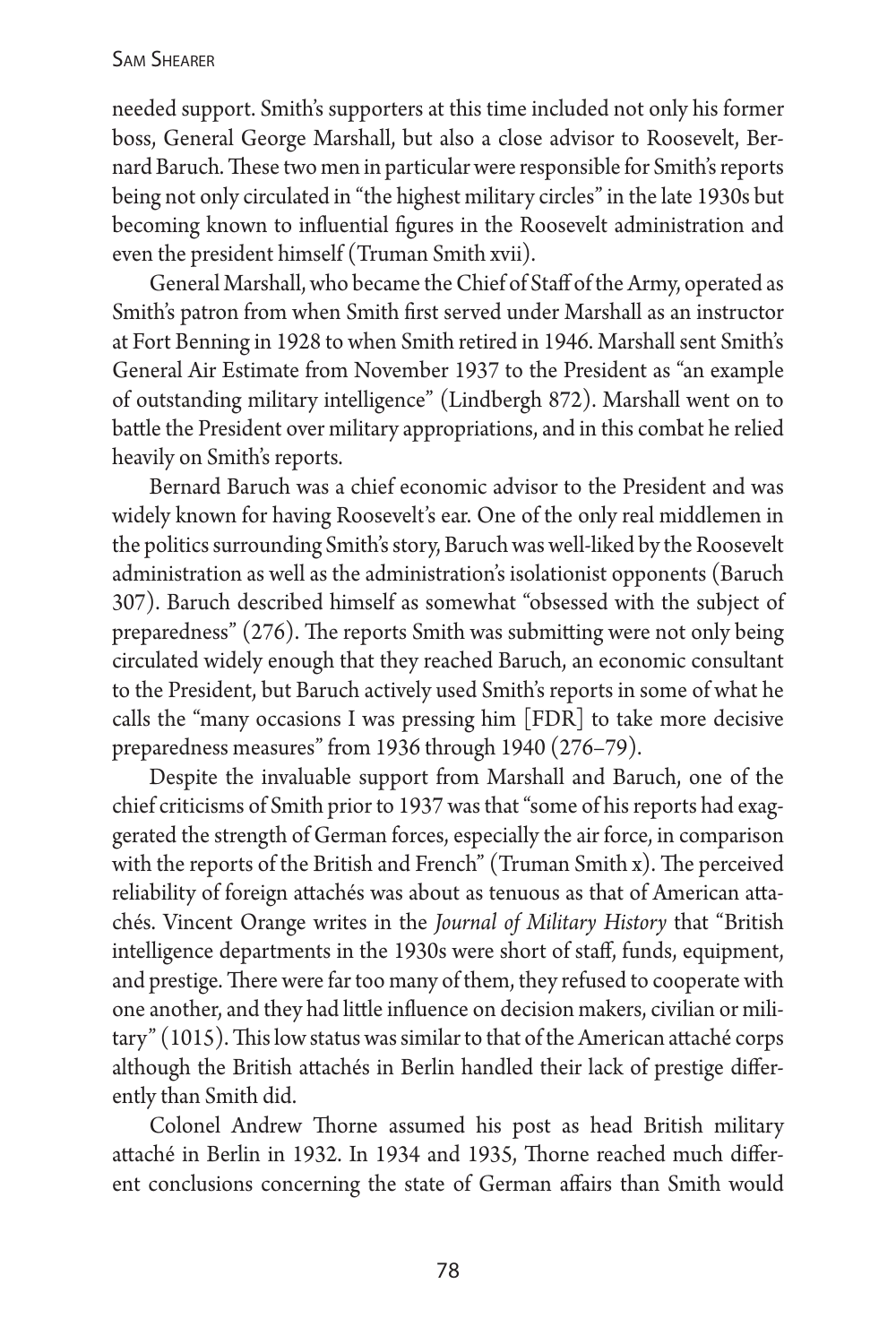needed support. Smith's supporters at this time included not only his former boss, General George Marshall, but also a close advisor to Roosevelt, Bernard Baruch. These two men in particular were responsible for Smith's reports being not only circulated in "the highest military circles" in the late 1930s but becoming known to influential figures in the Roosevelt administration and even the president himself (Truman Smith xvii).

General Marshall, who became the Chief of Staff of the Army, operated as Smith's patron from when Smith first served under Marshall as an instructor at Fort Benning in 1928 to when Smith retired in 1946. Marshall sent Smith's General Air Estimate from November 1937 to the President as "an example of outstanding military intelligence" (Lindbergh 872). Marshall went on to battle the President over military appropriations, and in this combat he relied heavily on Smith's reports.

Bernard Baruch was a chief economic advisor to the President and was widely known for having Roosevelt's ear. One of the only real middlemen in the politics surrounding Smith's story, Baruch was well-liked by the Roosevelt administration as well as the administration's isolationist opponents (Baruch 307). Baruch described himself as somewhat "obsessed with the subject of preparedness" (276). The reports Smith was submitting were not only being circulated widely enough that they reached Baruch, an economic consultant to the President, but Baruch actively used Smith's reports in some of what he calls the "many occasions I was pressing him [FDR] to take more decisive preparedness measures" from 1936 through 1940 (276–79).

Despite the invaluable support from Marshall and Baruch, one of the chief criticisms of Smith prior to 1937 was that "some of his reports had exaggerated the strength of German forces, especially the air force, in comparison with the reports of the British and French" (Truman Smith x). The perceived reliability of foreign attachés was about as tenuous as that of American attachés. Vincent Orange writes in the *Journal of Military History* that "British intelligence departments in the 1930s were short of staff, funds, equipment, and prestige. There were far too many of them, they refused to cooperate with one another, and they had little influence on decision makers, civilian or military" (1015). This low status was similar to that of the American attaché corps although the British attachés in Berlin handled their lack of prestige differently than Smith did.

Colonel Andrew Thorne assumed his post as head British military attaché in Berlin in 1932. In 1934 and 1935, Thorne reached much different conclusions concerning the state of German affairs than Smith would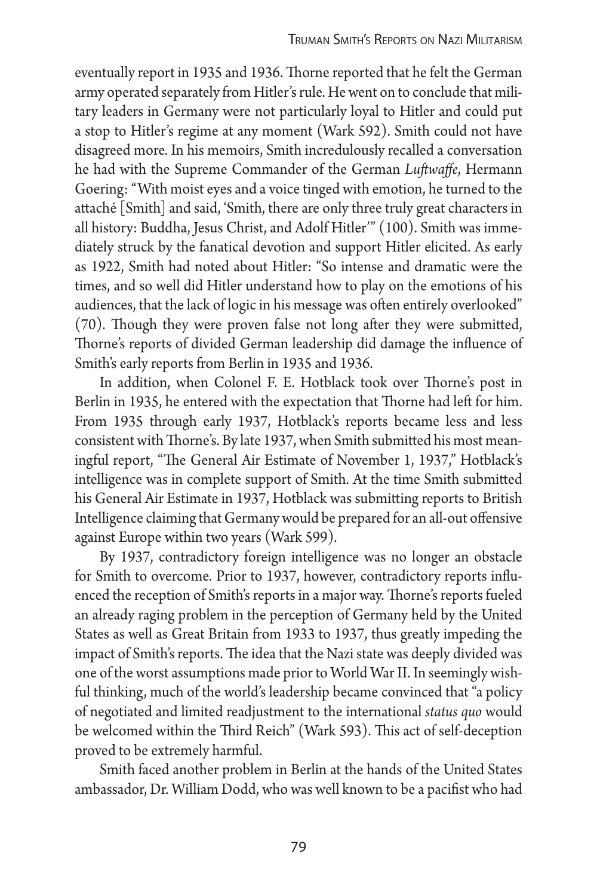eventually report in 1935 and 1936. Thorne reported that he felt the German army operated separately from Hitler's rule. He went on to conclude that military leaders in Germany were not particularly loyal to Hitler and could put a stop to Hitler's regime at any moment (Wark 592). Smith could not have disagreed more. In his memoirs, Smith incredulously recalled a conversation he had with the Supreme Commander of the German *Luftwaffe*, Hermann Goering: "With moist eyes and a voice tinged with emotion, he turned to the attaché [Smith] and said, 'Smith, there are only three truly great characters in all history: Buddha, Jesus Christ, and Adolf Hitler'" (100). Smith was immediately struck by the fanatical devotion and support Hitler elicited. As early as 1922, Smith had noted about Hitler: "So intense and dramatic were the times, and so well did Hitler understand how to play on the emotions of his audiences, that the lack of logic in his message was often entirely overlooked" (70). Though they were proven false not long after they were submitted, Thorne's reports of divided German leadership did damage the influence of Smith's early reports from Berlin in 1935 and 1936.

In addition, when Colonel F. E. Hotblack took over Thorne's post in Berlin in 1935, he entered with the expectation that Thorne had left for him. From 1935 through early 1937, Hotblack's reports became less and less consistent with Thorne's. By late 1937, when Smith submitted his most meaningful report, "The General Air Estimate of November 1, 1937," Hotblack's intelligence was in complete support of Smith. At the time Smith submitted his General Air Estimate in 1937, Hotblack was submitting reports to British Intelligence claiming that Germany would be prepared for an all-out offensive against Europe within two years (Wark 599).

By 1937, contradictory foreign intelligence was no longer an obstacle for Smith to overcome. Prior to 1937, however, contradictory reports influenced the reception of Smith's reports in a major way. Thorne's reports fueled an already raging problem in the perception of Germany held by the United States as well as Great Britain from 1933 to 1937, thus greatly impeding the impact of Smith's reports. The idea that the Nazi state was deeply divided was one of the worst assumptions made prior to World War II. In seemingly wishful thinking, much of the world's leadership became convinced that "a policy of negotiated and limited readjustment to the international *status quo* would be welcomed within the Third Reich" (Wark 593). This act of self-deception proved to be extremely harmful.

Smith faced another problem in Berlin at the hands of the United States ambassador, Dr. William Dodd, who was well known to be a pacifist who had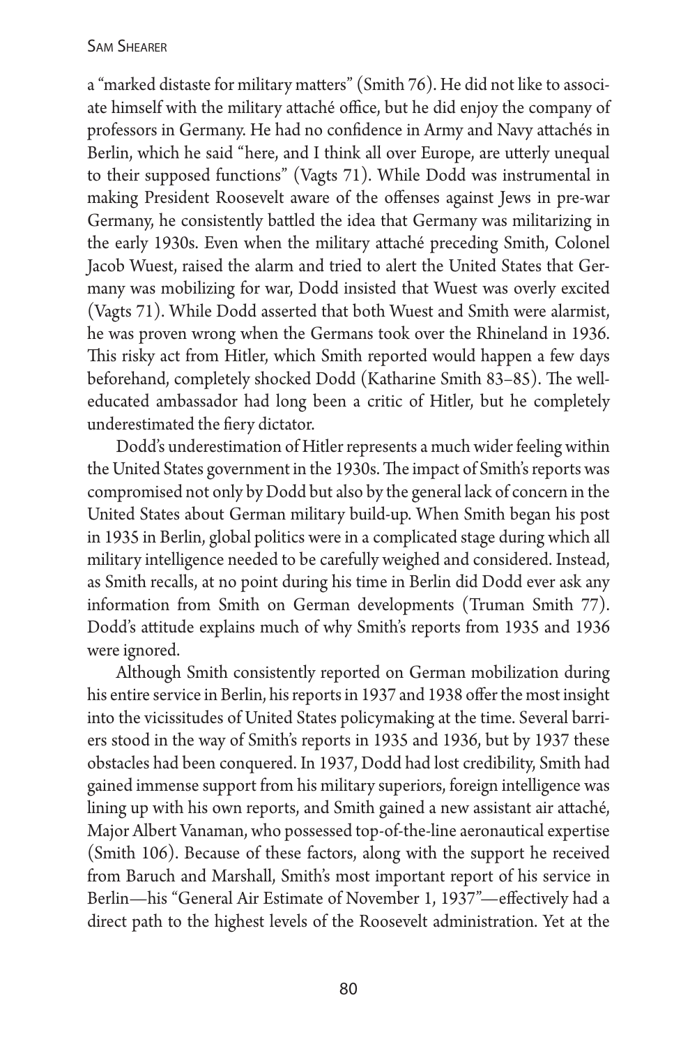a "marked distaste for military matters" (Smith 76). He did not like to associate himself with the military attaché office, but he did enjoy the company of professors in Germany. He had no confidence in Army and Navy attachés in Berlin, which he said "here, and I think all over Europe, are utterly unequal to their supposed functions" (Vagts 71). While Dodd was instrumental in making President Roosevelt aware of the offenses against Jews in pre-war Germany, he consistently battled the idea that Germany was militarizing in the early 1930s. Even when the military attaché preceding Smith, Colonel Jacob Wuest, raised the alarm and tried to alert the United States that Germany was mobilizing for war, Dodd insisted that Wuest was overly excited (Vagts 71). While Dodd asserted that both Wuest and Smith were alarmist, he was proven wrong when the Germans took over the Rhineland in 1936. This risky act from Hitler, which Smith reported would happen a few days beforehand, completely shocked Dodd (Katharine Smith 83–85). The well-educated ambassador had long been a critic of Hitler, but he completely underestimated the fiery dictator.

Dodd's underestimation of Hitler represents a much wider feeling within the United States government in the 1930s. The impact of Smith's reports was compromised not only by Dodd but also by the general lack of concern in the United States about German military build-up. When Smith began his post in 1935 in Berlin, global politics were in a complicated stage during which all military intelligence needed to be carefully weighed and considered. Instead, as Smith recalls, at no point during his time in Berlin did Dodd ever ask any information from Smith on German developments (Truman Smith 77). Dodd's attitude explains much of why Smith's reports from 1935 and 1936 were ignored.

Although Smith consistently reported on German mobilization during his entire service in Berlin, his reports in 1937 and 1938 offer the most insight into the vicissitudes of United States policymaking at the time. Several barriers stood in the way of Smith's reports in 1935 and 1936, but by 1937 these obstacles had been conquered. In 1937, Dodd had lost credibility, Smith had gained immense support from his military superiors, foreign intelligence was lining up with his own reports, and Smith gained a new assistant air attaché, Major Albert Vanaman, who possessed top-of-the-line aeronautical expertise (Smith 106). Because of these factors, along with the support he received from Baruch and Marshall, Smith's most important report of his service in Berlin—his "General Air Estimate of November 1, 1937"—effectively had a direct path to the highest levels of the Roosevelt administration. Yet at the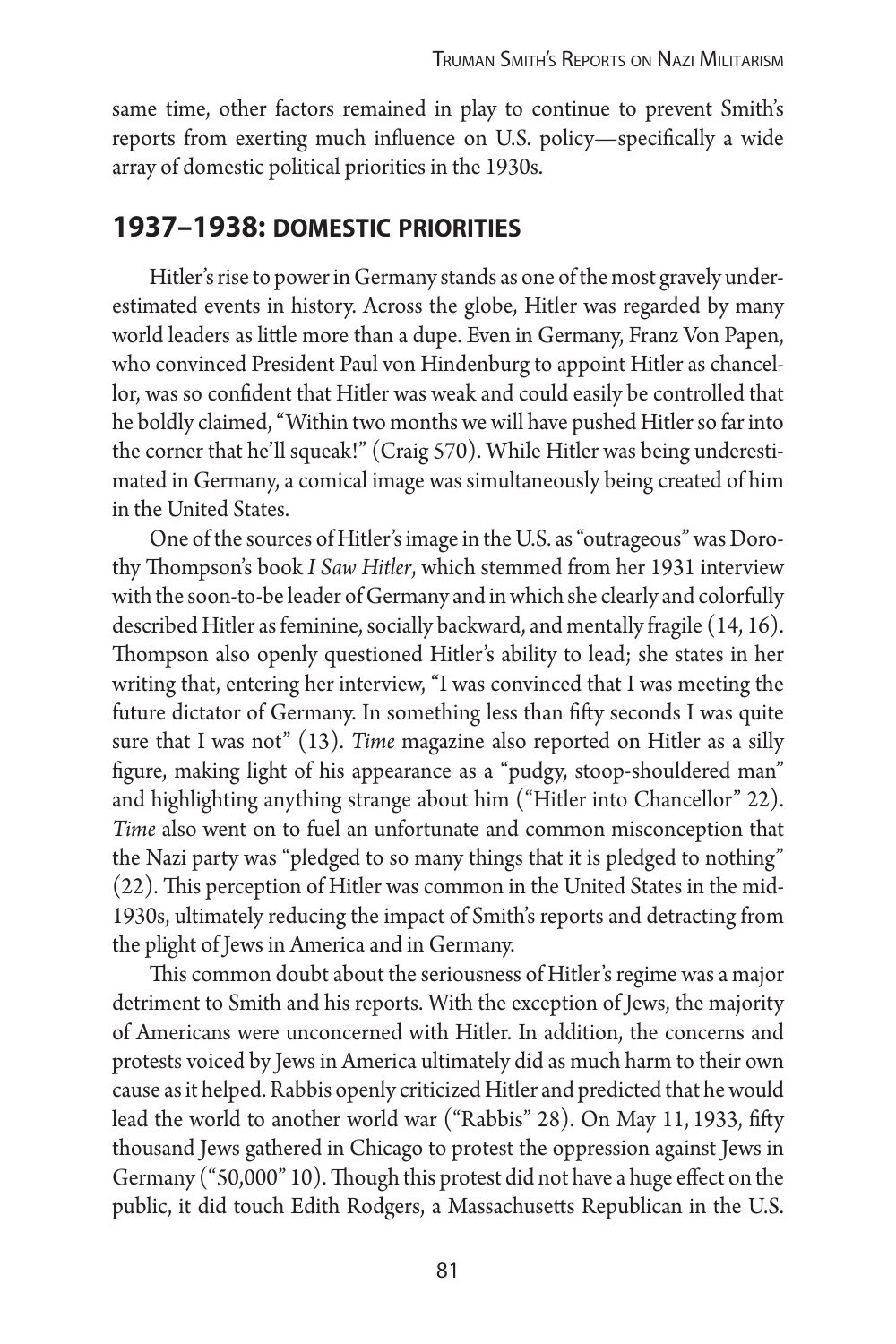same time, other factors remained in play to continue to prevent Smith's reports from exerting much influence on U.S. policy—specifically a wide array of domestic political priorities in the 1930s.

## 1937–1938: DOMESTIC PRIORITIES

Hitler's rise to power in Germany stands as one of the most gravely underestimated events in history. Across the globe, Hitler was regarded by many world leaders as little more than a dupe. Even in Germany, Franz Von Papen, who convinced President Paul von Hindenburg to appoint Hitler as chancellor, was so confident that Hitler was weak and could easily be controlled that he boldly claimed, "Within two months we will have pushed Hitler so far into the corner that he'll squeak!" (Craig 570). While Hitler was being underestimated in Germany, a comical image was simultaneously being created of him in the United States.

One of the sources of Hitler's image in the U.S. as "outrageous" was Dorothy Thompson's book *I Saw Hitler*, which stemmed from her 1931 interview with the soon-to-be leader of Germany and in which she clearly and colorfully described Hitler as feminine, socially backward, and mentally fragile (14, 16). Thompson also openly questioned Hitler's ability to lead; she states in her writing that, entering her interview, "I was convinced that I was meeting the future dictator of Germany. In something less than fifty seconds I was quite sure that I was not" (13). *Time* magazine also reported on Hitler as a silly figure, making light of his appearance as a "pudgy, stoop-shouldered man" and highlighting anything strange about him ("Hitler into Chancellor" 22). *Time* also went on to fuel an unfortunate and common misconception that the Nazi party was "pledged to so many things that it is pledged to nothing" (22). This perception of Hitler was common in the United States in the mid-1930s, ultimately reducing the impact of Smith's reports and detracting from the plight of Jews in America and in Germany.

This common doubt about the seriousness of Hitler's regime was a major detriment to Smith and his reports. With the exception of Jews, the majority of Americans were unconcerned with Hitler. In addition, the concerns and protests voiced by Jews in America ultimately did as much harm to their own cause as it helped. Rabbis openly criticized Hitler and predicted that he would lead the world to another world war ("Rabbis" 28). On May 11, 1933, fifty thousand Jews gathered in Chicago to protest the oppression against Jews in Germany ("50,000" 10). Though this protest did not have a huge effect on the public, it did touch Edith Rodgers, a Massachusetts Republican in the U.S.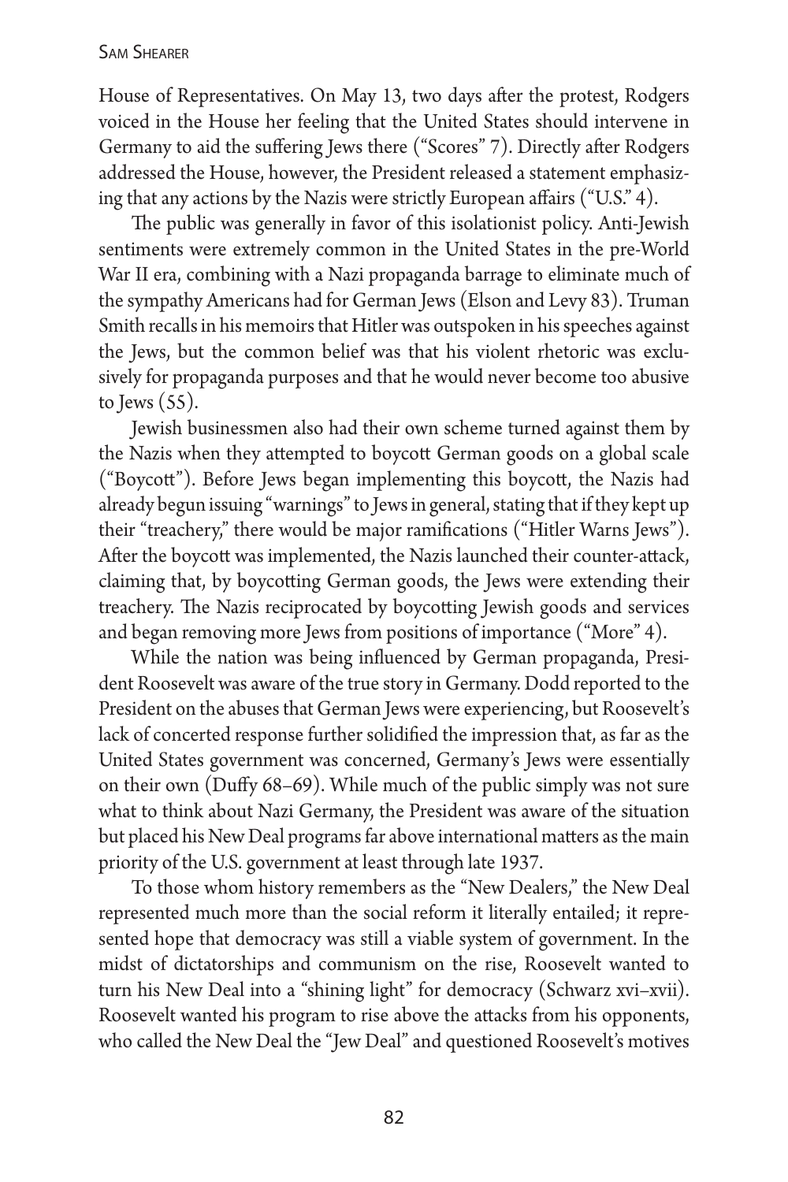House of Representatives. On May 13, two days after the protest, Rodgers voiced in the House her feeling that the United States should intervene in Germany to aid the suffering Jews there ("Scores" 7). Directly after Rodgers addressed the House, however, the President released a statement emphasizing that any actions by the Nazis were strictly European affairs ("U.S." 4).

The public was generally in favor of this isolationist policy. Anti-Jewish sentiments were extremely common in the United States in the pre-World War II era, combining with a Nazi propaganda barrage to eliminate much of the sympathy Americans had for German Jews (Elson and Levy 83). Truman Smith recalls in his memoirs that Hitler was outspoken in his speeches against the Jews, but the common belief was that his violent rhetoric was exclusively for propaganda purposes and that he would never become too abusive to Jews (55).

Jewish businessmen also had their own scheme turned against them by the Nazis when they attempted to boycott German goods on a global scale ("Boycott"). Before Jews began implementing this boycott, the Nazis had already begun issuing "warnings" to Jews in general, stating that if they kept up their "treachery," there would be major ramifications ("Hitler Warns Jews"). After the boycott was implemented, the Nazis launched their counter-attack, claiming that, by boycotting German goods, the Jews were extending their treachery. The Nazis reciprocated by boycotting Jewish goods and services and began removing more Jews from positions of importance ("More" 4).

While the nation was being influenced by German propaganda, President Roosevelt was aware of the true story in Germany. Dodd reported to the President on the abuses that German Jews were experiencing, but Roosevelt's lack of concerted response further solidified the impression that, as far as the United States government was concerned, Germany's Jews were essentially on their own (Duffy 68–69). While much of the public simply was not sure what to think about Nazi Germany, the President was aware of the situation but placed his New Deal programs far above international matters as the main priority of the U.S. government at least through late 1937.

To those whom history remembers as the "New Dealers," the New Deal represented much more than the social reform it literally entailed; it represented hope that democracy was still a viable system of government. In the midst of dictatorships and communism on the rise, Roosevelt wanted to turn his New Deal into a "shining light" for democracy (Schwarz xvi–xvii). Roosevelt wanted his program to rise above the attacks from his opponents, who called the New Deal the "Jew Deal" and questioned Roosevelt's motives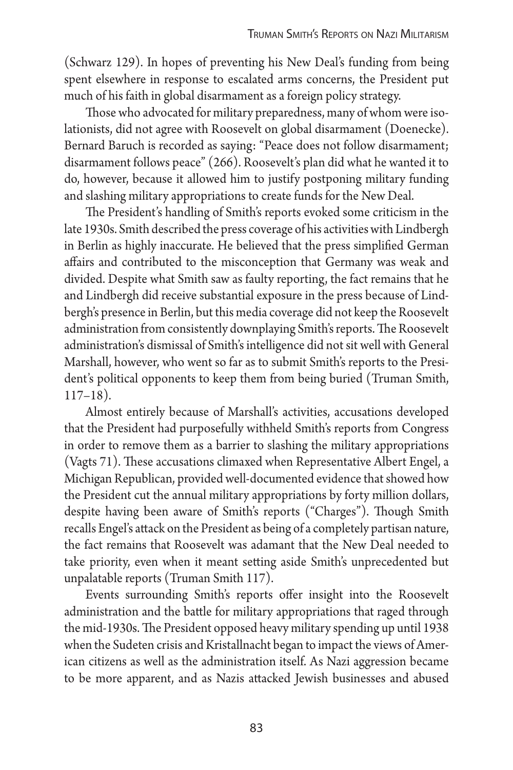(Schwarz 129). In hopes of preventing his New Deal's funding from being spent elsewhere in response to escalated arms concerns, the President put much of his faith in global disarmament as a foreign policy strategy.

Those who advocated for military preparedness, many of whom were isolationists, did not agree with Roosevelt on global disarmament (Doenecke). Bernard Baruch is recorded as saying: "Peace does not follow disarmament; disarmament follows peace" (266). Roosevelt's plan did what he wanted it to do, however, because it allowed him to justify postponing military funding and slashing military appropriations to create funds for the New Deal.

The President's handling of Smith's reports evoked some criticism in the late 1930s. Smith described the press coverage of his activities with Lindbergh in Berlin as highly inaccurate. He believed that the press simplified German affairs and contributed to the misconception that Germany was weak and divided. Despite what Smith saw as faulty reporting, the fact remains that he and Lindbergh did receive substantial exposure in the press because of Lindbergh's presence in Berlin, but this media coverage did not keep the Roosevelt administration from consistently downplaying Smith's reports. The Roosevelt administration's dismissal of Smith's intelligence did not sit well with General Marshall, however, who went so far as to submit Smith's reports to the President's political opponents to keep them from being buried (Truman Smith, 117–18).

Almost entirely because of Marshall's activities, accusations developed that the President had purposefully withheld Smith's reports from Congress in order to remove them as a barrier to slashing the military appropriations (Vagts 71). These accusations climaxed when Representative Albert Engel, a Michigan Republican, provided well-documented evidence that showed how the President cut the annual military appropriations by forty million dollars, despite having been aware of Smith's reports ("Charges"). Though Smith recalls Engel's attack on the President as being of a completely partisan nature, the fact remains that Roosevelt was adamant that the New Deal needed to take priority, even when it meant setting aside Smith's unprecedented but unpalatable reports (Truman Smith 117).

Events surrounding Smith's reports offer insight into the Roosevelt administration and the battle for military appropriations that raged through the mid-1930s. The President opposed heavy military spending up until 1938 when the Sudeten crisis and Kristallnacht began to impact the views of American citizens as well as the administration itself. As Nazi aggression became to be more apparent, and as Nazis attacked Jewish businesses and abused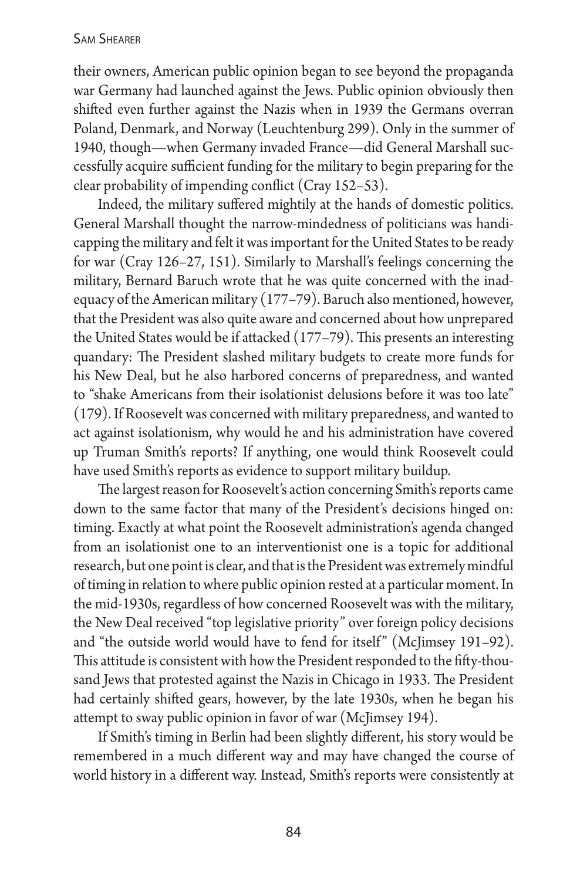their owners, American public opinion began to see beyond the propaganda war Germany had launched against the Jews. Public opinion obviously then shifted even further against the Nazis when in 1939 the Germans overran Poland, Denmark, and Norway (Leuchtenburg 299). Only in the summer of 1940, though—when Germany invaded France—did General Marshall successfully acquire sufficient funding for the military to begin preparing for the clear probability of impending conflict (Cray 152–53).

Indeed, the military suffered mightily at the hands of domestic politics. General Marshall thought the narrow-mindedness of politicians was handicapping the military and felt it was important for the United States to be ready for war (Cray 126–27, 151). Similarly to Marshall's feelings concerning the military, Bernard Baruch wrote that he was quite concerned with the inadequacy of the American military (177–79). Baruch also mentioned, however, that the President was also quite aware and concerned about how unprepared the United States would be if attacked (177–79). This presents an interesting quandary: The President slashed military budgets to create more funds for his New Deal, but he also harbored concerns of preparedness, and wanted to "shake Americans from their isolationist delusions before it was too late" (179). If Roosevelt was concerned with military preparedness, and wanted to act against isolationism, why would he and his administration have covered up Truman Smith's reports? If anything, one would think Roosevelt could have used Smith's reports as evidence to support military buildup.

The largest reason for Roosevelt's action concerning Smith's reports came down to the same factor that many of the President's decisions hinged on: timing. Exactly at what point the Roosevelt administration's agenda changed from an isolationist one to an interventionist one is a topic for additional research, but one point is clear, and that is the President was extremely mindful of timing in relation to where public opinion rested at a particular moment. In the mid-1930s, regardless of how concerned Roosevelt was with the military, the New Deal received "top legislative priority" over foreign policy decisions and "the outside world would have to fend for itself" (McJimsey 191–92). This attitude is consistent with how the President responded to the fifty-thousand Jews that protested against the Nazis in Chicago in 1933. The President had certainly shifted gears, however, by the late 1930s, when he began his attempt to sway public opinion in favor of war (McJimsey 194).

If Smith's timing in Berlin had been slightly different, his story would be remembered in a much different way and may have changed the course of world history in a different way. Instead, Smith's reports were consistently at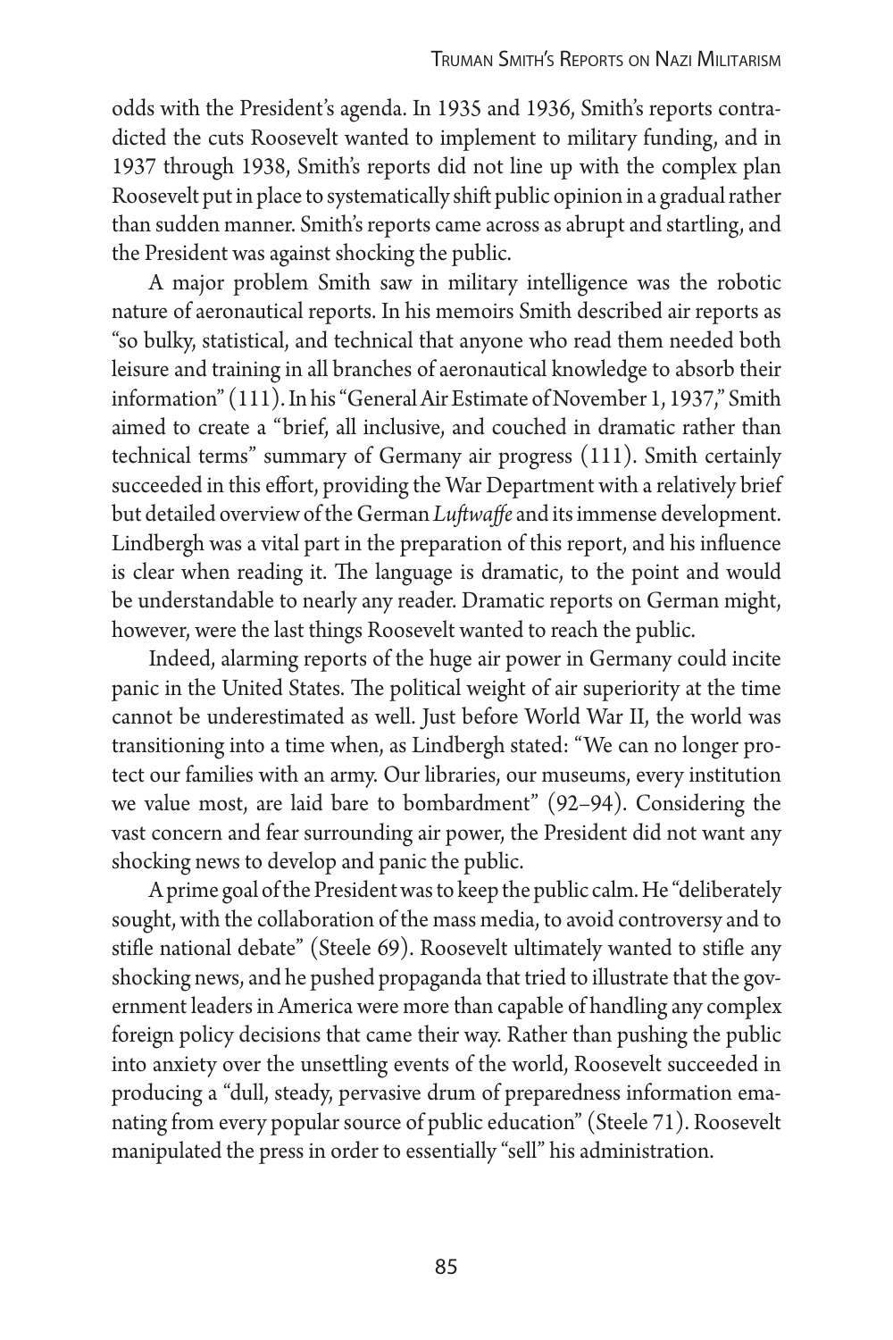odds with the President's agenda. In 1935 and 1936, Smith's reports contradicted the cuts Roosevelt wanted to implement to military funding, and in 1937 through 1938, Smith's reports did not line up with the complex plan Roosevelt put in place to systematically shift public opinion in a gradual rather than sudden manner. Smith's reports came across as abrupt and startling, and the President was against shocking the public.

A major problem Smith saw in military intelligence was the robotic nature of aeronautical reports. In his memoirs Smith described air reports as "so bulky, statistical, and technical that anyone who read them needed both leisure and training in all branches of aeronautical knowledge to absorb their information" (111). In his "General Air Estimate of November 1, 1937," Smith aimed to create a "brief, all inclusive, and couched in dramatic rather than technical terms" summary of Germany air progress (111). Smith certainly succeeded in this effort, providing the War Department with a relatively brief but detailed overview of the German *Luftwaffe* and its immense development. Lindbergh was a vital part in the preparation of this report, and his influence is clear when reading it. The language is dramatic, to the point and would be understandable to nearly any reader. Dramatic reports on German might, however, were the last things Roosevelt wanted to reach the public.

Indeed, alarming reports of the huge air power in Germany could incite panic in the United States. The political weight of air superiority at the time cannot be underestimated as well. Just before World War II, the world was transitioning into a time when, as Lindbergh stated: "We can no longer protect our families with an army. Our libraries, our museums, every institution we value most, are laid bare to bombardment" (92–94). Considering the vast concern and fear surrounding air power, the President did not want any shocking news to develop and panic the public.

A prime goal of the President was to keep the public calm. He "deliberately sought, with the collaboration of the mass media, to avoid controversy and to stifle national debate" (Steele 69). Roosevelt ultimately wanted to stifle any shocking news, and he pushed propaganda that tried to illustrate that the government leaders in America were more than capable of handling any complex foreign policy decisions that came their way. Rather than pushing the public into anxiety over the unsettling events of the world, Roosevelt succeeded in producing a "dull, steady, pervasive drum of preparedness information emanating from every popular source of public education" (Steele 71). Roosevelt manipulated the press in order to essentially "sell" his administration.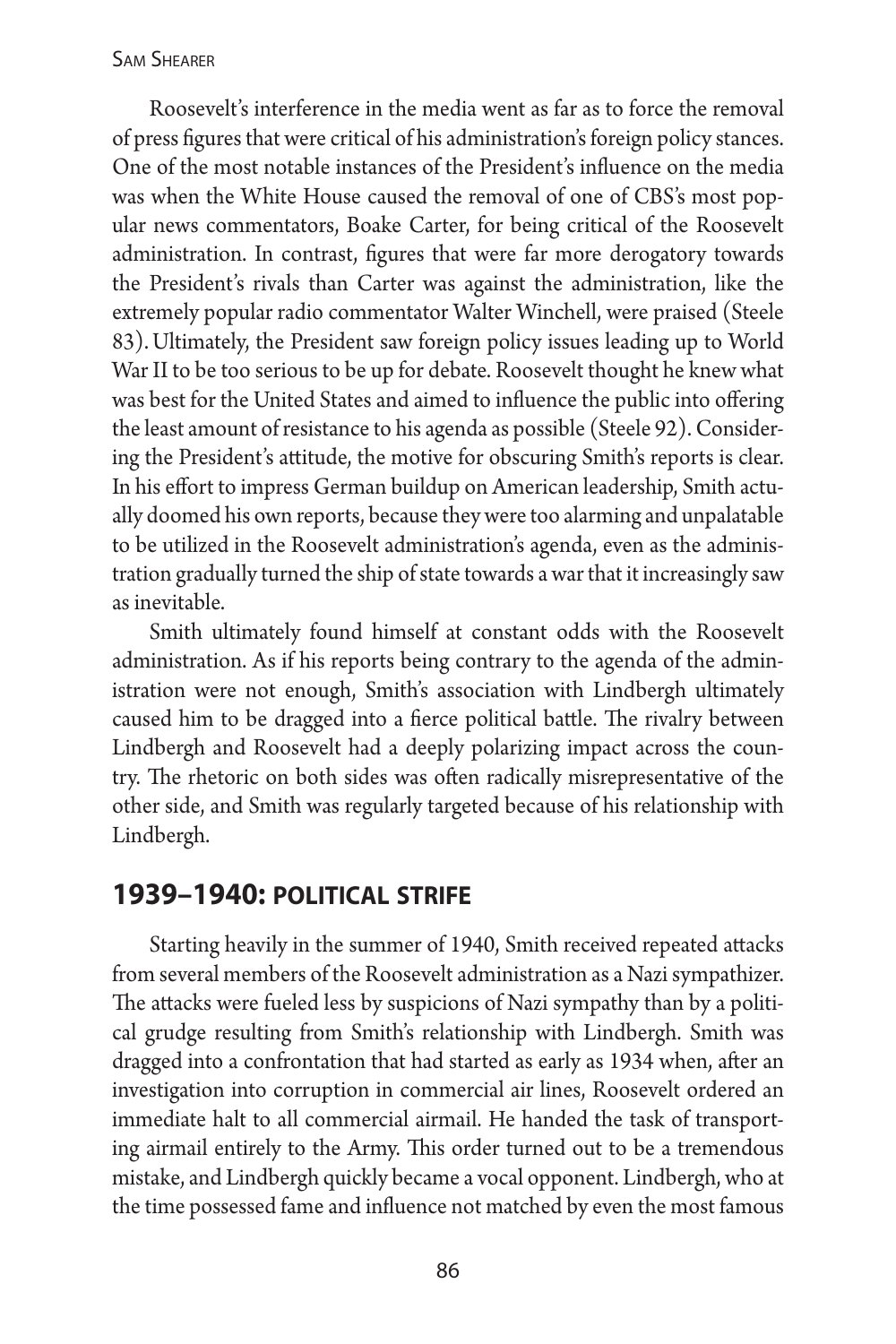Roosevelt's interference in the media went as far as to force the removal of press figures that were critical of his administration's foreign policy stances. One of the most notable instances of the President's influence on the media was when the White House caused the removal of one of CBS's most popular news commentators, Boake Carter, for being critical of the Roosevelt administration. In contrast, figures that were far more derogatory towards the President's rivals than Carter was against the administration, like the extremely popular radio commentator Walter Winchell, were praised (Steele 83). Ultimately, the President saw foreign policy issues leading up to World War II to be too serious to be up for debate. Roosevelt thought he knew what was best for the United States and aimed to influence the public into offering the least amount of resistance to his agenda as possible (Steele 92). Considering the President's attitude, the motive for obscuring Smith's reports is clear. In his effort to impress German buildup on American leadership, Smith actually doomed his own reports, because they were too alarming and unpalatable to be utilized in the Roosevelt administration's agenda, even as the administration gradually turned the ship of state towards a war that it increasingly saw as inevitable.

Smith ultimately found himself at constant odds with the Roosevelt administration. As if his reports being contrary to the agenda of the administration were not enough, Smith's association with Lindbergh ultimately caused him to be dragged into a fierce political battle. The rivalry between Lindbergh and Roosevelt had a deeply polarizing impact across the country. The rhetoric on both sides was often radically misrepresentative of the other side, and Smith was regularly targeted because of his relationship with Lindbergh.

## 1939–1940: POLITICAL STRIFE

Starting heavily in the summer of 1940, Smith received repeated attacks from several members of the Roosevelt administration as a Nazi sympathizer. The attacks were fueled less by suspicions of Nazi sympathy than by a political grudge resulting from Smith's relationship with Lindbergh. Smith was dragged into a confrontation that had started as early as 1934 when, after an investigation into corruption in commercial air lines, Roosevelt ordered an immediate halt to all commercial airmail. He handed the task of transporting airmail entirely to the Army. This order turned out to be a tremendous mistake, and Lindbergh quickly became a vocal opponent. Lindbergh, who at the time possessed fame and influence not matched by even the most famous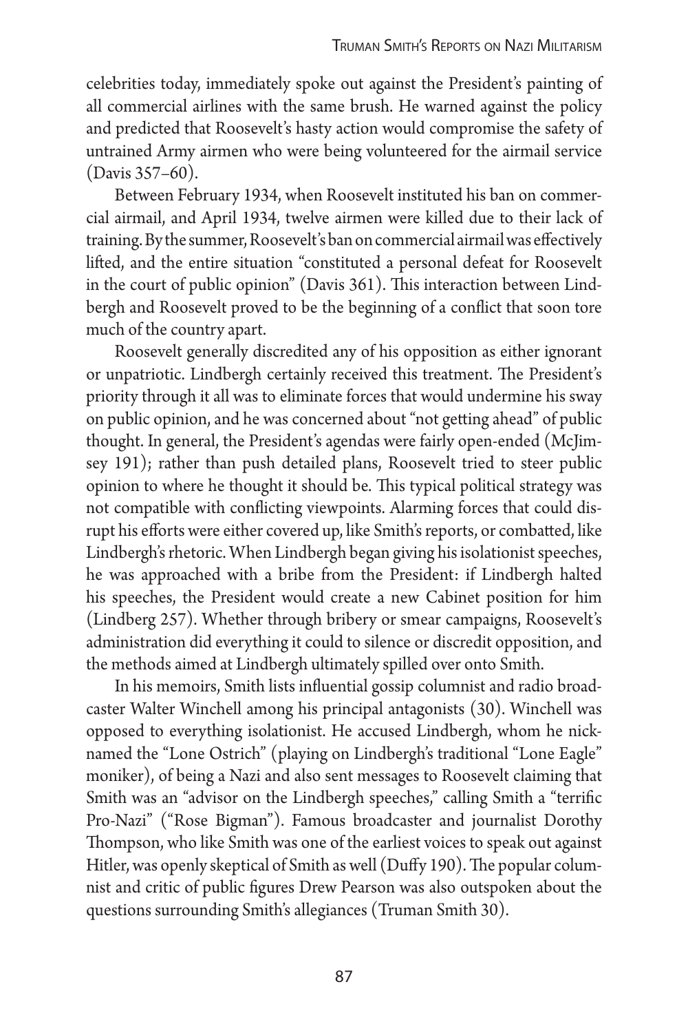celebrities today, immediately spoke out against the President's painting of all commercial airlines with the same brush. He warned against the policy and predicted that Roosevelt's hasty action would compromise the safety of untrained Army airmen who were being volunteered for the airmail service (Davis 357–60).

Between February 1934, when Roosevelt instituted his ban on commercial airmail, and April 1934, twelve airmen were killed due to their lack of training. By the summer, Roosevelt's ban on commercial airmail was effectively lifted, and the entire situation "constituted a personal defeat for Roosevelt in the court of public opinion" (Davis 361). This interaction between Lindbergh and Roosevelt proved to be the beginning of a conflict that soon tore much of the country apart.

Roosevelt generally discredited any of his opposition as either ignorant or unpatriotic. Lindbergh certainly received this treatment. The President's priority through it all was to eliminate forces that would undermine his sway on public opinion, and he was concerned about "not getting ahead" of public thought. In general, the President's agendas were fairly open-ended (McJimsey 191); rather than push detailed plans, Roosevelt tried to steer public opinion to where he thought it should be. This typical political strategy was not compatible with conflicting viewpoints. Alarming forces that could disrupt his efforts were either covered up, like Smith's reports, or combatted, like Lindbergh's rhetoric. When Lindbergh began giving his isolationist speeches, he was approached with a bribe from the President: if Lindbergh halted his speeches, the President would create a new Cabinet position for him (Lindberg 257). Whether through bribery or smear campaigns, Roosevelt's administration did everything it could to silence or discredit opposition, and the methods aimed at Lindbergh ultimately spilled over onto Smith.

In his memoirs, Smith lists influential gossip columnist and radio broadcaster Walter Winchell among his principal antagonists (30). Winchell was opposed to everything isolationist. He accused Lindbergh, whom he nicknamed the "Lone Ostrich" (playing on Lindbergh's traditional "Lone Eagle" moniker), of being a Nazi and also sent messages to Roosevelt claiming that Smith was an "advisor on the Lindbergh speeches," calling Smith a "terrific Pro-Nazi" ("Rose Bigman"). Famous broadcaster and journalist Dorothy Thompson, who like Smith was one of the earliest voices to speak out against Hitler, was openly skeptical of Smith as well (Duffy 190). The popular columnist and critic of public figures Drew Pearson was also outspoken about the questions surrounding Smith's allegiances (Truman Smith 30).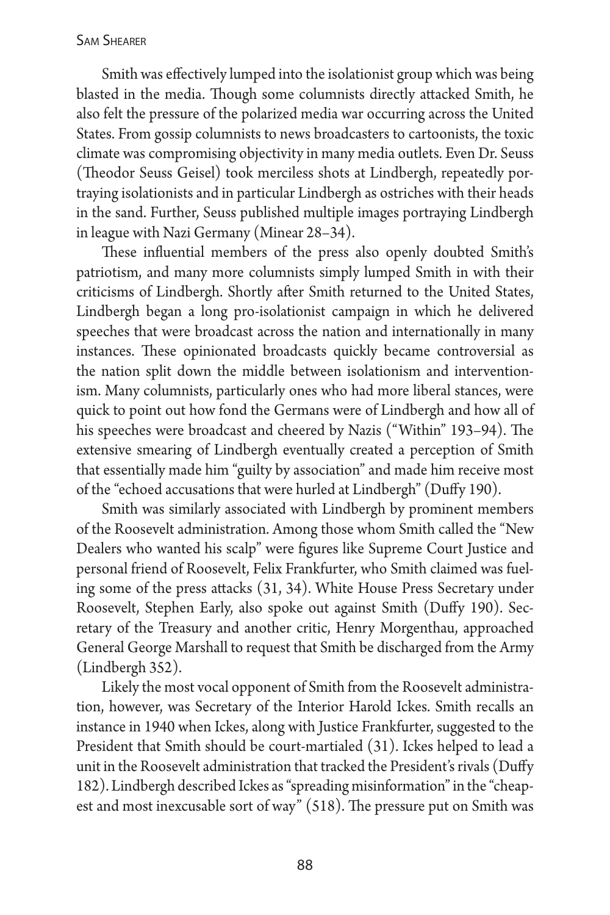Smith was effectively lumped into the isolationist group which was being blasted in the media. Though some columnists directly attacked Smith, he also felt the pressure of the polarized media war occurring across the United States. From gossip columnists to news broadcasters to cartoonists, the toxic climate was compromising objectivity in many media outlets. Even Dr. Seuss (Theodor Seuss Geisel) took merciless shots at Lindbergh, repeatedly portraying isolationists and in particular Lindbergh as ostriches with their heads in the sand. Further, Seuss published multiple images portraying Lindbergh in league with Nazi Germany (Minear 28–34).

These influential members of the press also openly doubted Smith's patriotism, and many more columnists simply lumped Smith in with their criticisms of Lindbergh. Shortly after Smith returned to the United States, Lindbergh began a long pro-isolationist campaign in which he delivered speeches that were broadcast across the nation and internationally in many instances. These opinionated broadcasts quickly became controversial as the nation split down the middle between isolationism and interventionism. Many columnists, particularly ones who had more liberal stances, were quick to point out how fond the Germans were of Lindbergh and how all of his speeches were broadcast and cheered by Nazis ("Within" 193–94). The extensive smearing of Lindbergh eventually created a perception of Smith that essentially made him "guilty by association" and made him receive most of the "echoed accusations that were hurled at Lindbergh" (Duffy 190).

Smith was similarly associated with Lindbergh by prominent members of the Roosevelt administration. Among those whom Smith called the "New Dealers who wanted his scalp" were figures like Supreme Court Justice and personal friend of Roosevelt, Felix Frankfurter, who Smith claimed was fueling some of the press attacks (31, 34). White House Press Secretary under Roosevelt, Stephen Early, also spoke out against Smith (Duffy 190). Secretary of the Treasury and another critic, Henry Morgenthau, approached General George Marshall to request that Smith be discharged from the Army (Lindbergh 352).

Likely the most vocal opponent of Smith from the Roosevelt administration, however, was Secretary of the Interior Harold Ickes. Smith recalls an instance in 1940 when Ickes, along with Justice Frankfurter, suggested to the President that Smith should be court-martialed (31). Ickes helped to lead a unit in the Roosevelt administration that tracked the President's rivals (Duffy 182). Lindbergh described Ickes as "spreading misinformation" in the "cheapest and most inexcusable sort of way" (518). The pressure put on Smith was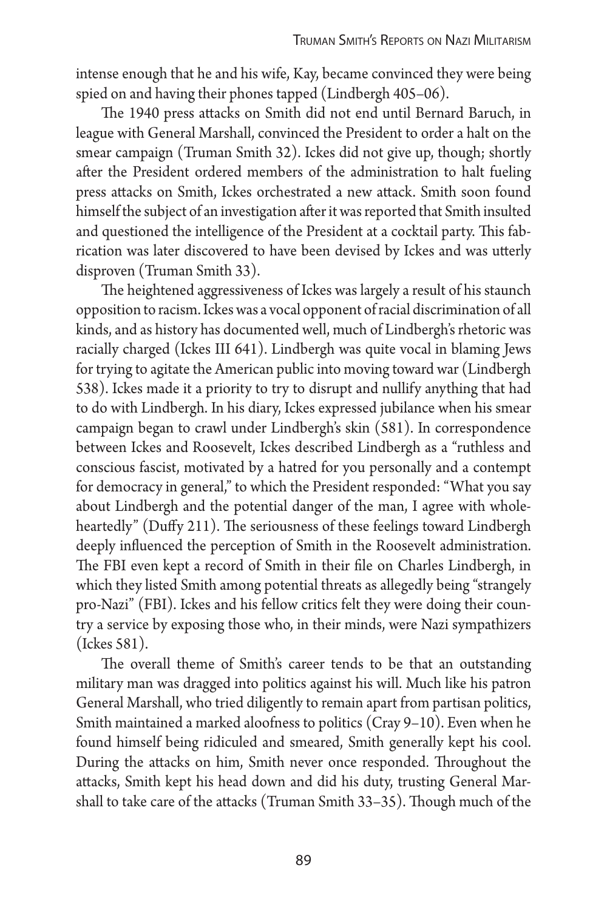intense enough that he and his wife, Kay, became convinced they were being spied on and having their phones tapped (Lindbergh 405–06).

The 1940 press attacks on Smith did not end until Bernard Baruch, in league with General Marshall, convinced the President to order a halt on the smear campaign (Truman Smith 32). Ickes did not give up, though; shortly after the President ordered members of the administration to halt fueling press attacks on Smith, Ickes orchestrated a new attack. Smith soon found himself the subject of an investigation after it was reported that Smith insulted and questioned the intelligence of the President at a cocktail party. This fabrication was later discovered to have been devised by Ickes and was utterly disproven (Truman Smith 33).

The heightened aggressiveness of Ickes was largely a result of his staunch opposition to racism. Ickes was a vocal opponent of racial discrimination of all kinds, and as history has documented well, much of Lindbergh's rhetoric was racially charged (Ickes III 641). Lindbergh was quite vocal in blaming Jews for trying to agitate the American public into moving toward war (Lindbergh 538). Ickes made it a priority to try to disrupt and nullify anything that had to do with Lindbergh. In his diary, Ickes expressed jubilance when his smear campaign began to crawl under Lindbergh's skin (581). In correspondence between Ickes and Roosevelt, Ickes described Lindbergh as a "ruthless and conscious fascist, motivated by a hatred for you personally and a contempt for democracy in general," to which the President responded: "What you say about Lindbergh and the potential danger of the man, I agree with wholeheartedly" (Duffy 211). The seriousness of these feelings toward Lindbergh deeply influenced the perception of Smith in the Roosevelt administration. The FBI even kept a record of Smith in their file on Charles Lindbergh, in which they listed Smith among potential threats as allegedly being "strangely pro-Nazi" (FBI). Ickes and his fellow critics felt they were doing their country a service by exposing those who, in their minds, were Nazi sympathizers (Ickes 581).

The overall theme of Smith's career tends to be that an outstanding military man was dragged into politics against his will. Much like his patron General Marshall, who tried diligently to remain apart from partisan politics, Smith maintained a marked aloofness to politics (Cray 9–10). Even when he found himself being ridiculed and smeared, Smith generally kept his cool. During the attacks on him, Smith never once responded. Throughout the attacks, Smith kept his head down and did his duty, trusting General Marshall to take care of the attacks (Truman Smith 33–35). Though much of the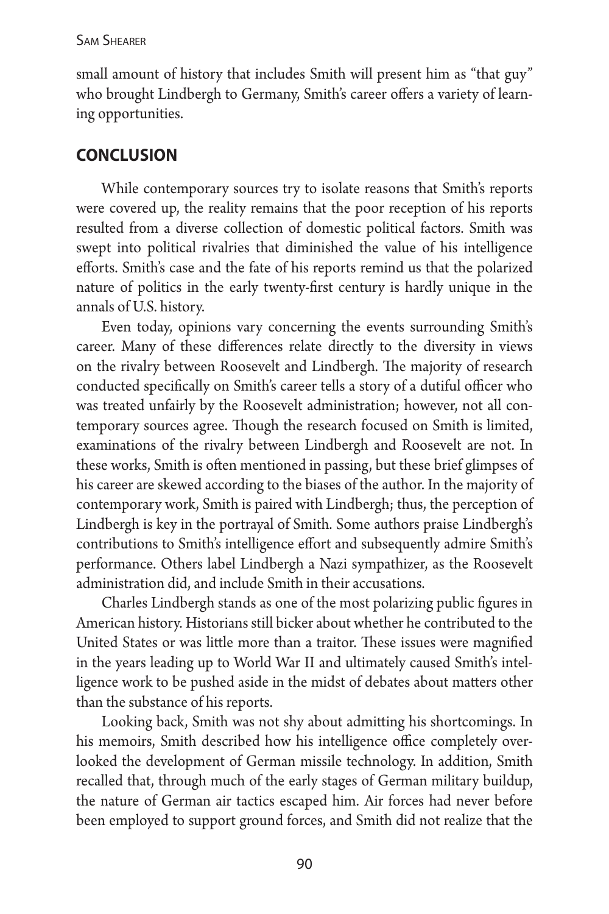small amount of history that includes Smith will present him as "that guy" who brought Lindbergh to Germany, Smith's career offers a variety of learning opportunities.

## CONCLUSION

While contemporary sources try to isolate reasons that Smith's reports were covered up, the reality remains that the poor reception of his reports resulted from a diverse collection of domestic political factors. Smith was swept into political rivalries that diminished the value of his intelligence efforts. Smith's case and the fate of his reports remind us that the polarized nature of politics in the early twenty-first century is hardly unique in the annals of U.S. history.

Even today, opinions vary concerning the events surrounding Smith's career. Many of these differences relate directly to the diversity in views on the rivalry between Roosevelt and Lindbergh. The majority of research conducted specifically on Smith's career tells a story of a dutiful officer who was treated unfairly by the Roosevelt administration; however, not all contemporary sources agree. Though the research focused on Smith is limited, examinations of the rivalry between Lindbergh and Roosevelt are not. In these works, Smith is often mentioned in passing, but these brief glimpses of his career are skewed according to the biases of the author. In the majority of contemporary work, Smith is paired with Lindbergh; thus, the perception of Lindbergh is key in the portrayal of Smith. Some authors praise Lindbergh's contributions to Smith's intelligence effort and subsequently admire Smith's performance. Others label Lindbergh a Nazi sympathizer, as the Roosevelt administration did, and include Smith in their accusations.

Charles Lindbergh stands as one of the most polarizing public figures in American history. Historians still bicker about whether he contributed to the United States or was little more than a traitor. These issues were magnified in the years leading up to World War II and ultimately caused Smith's intelligence work to be pushed aside in the midst of debates about matters other than the substance of his reports.

Looking back, Smith was not shy about admitting his shortcomings. In his memoirs, Smith described how his intelligence office completely overlooked the development of German missile technology. In addition, Smith recalled that, through much of the early stages of German military buildup, the nature of German air tactics escaped him. Air forces had never before been employed to support ground forces, and Smith did not realize that the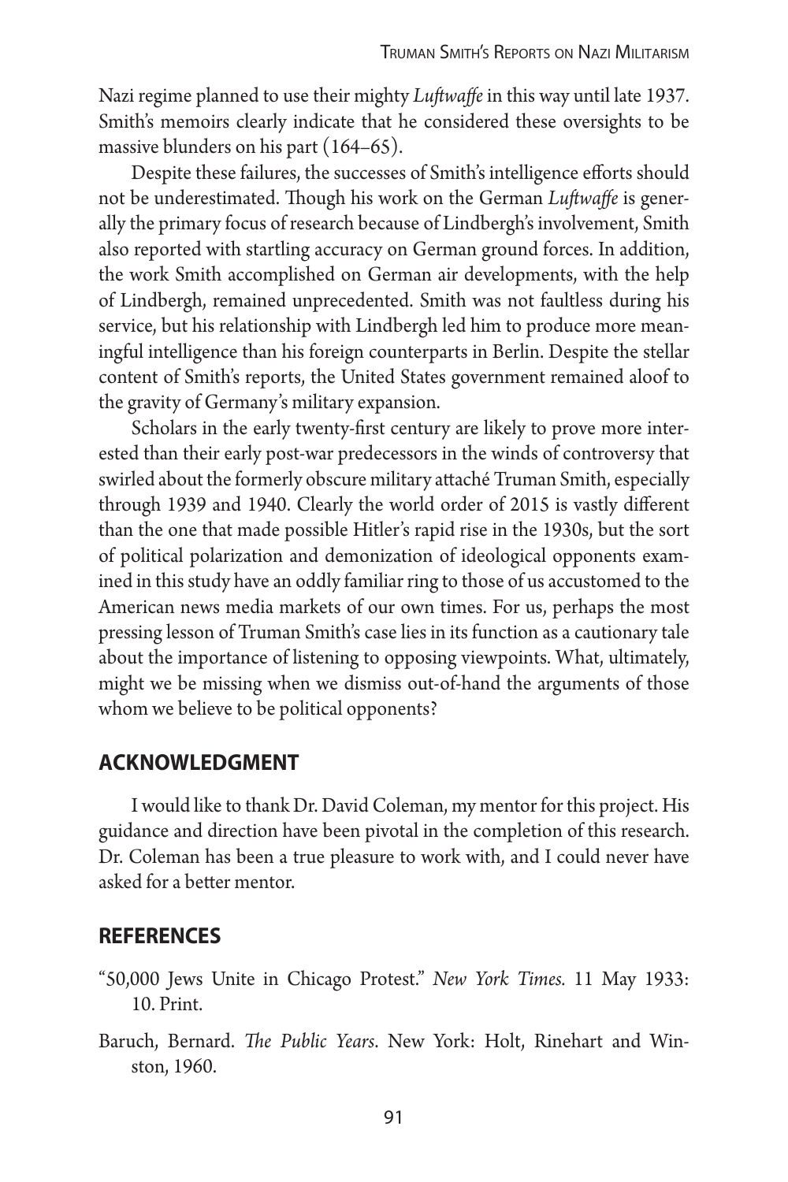Nazi regime planned to use their mighty *Luftwaffe* in this way until late 1937. Smith's memoirs clearly indicate that he considered these oversights to be massive blunders on his part (164–65).

Despite these failures, the successes of Smith's intelligence efforts should not be underestimated. Though his work on the German *Luftwaffe* is generally the primary focus of research because of Lindbergh's involvement, Smith also reported with startling accuracy on German ground forces. In addition, the work Smith accomplished on German air developments, with the help of Lindbergh, remained unprecedented. Smith was not faultless during his service, but his relationship with Lindbergh led him to produce more meaningful intelligence than his foreign counterparts in Berlin. Despite the stellar content of Smith's reports, the United States government remained aloof to the gravity of Germany's military expansion.

Scholars in the early twenty-first century are likely to prove more interested than their early post-war predecessors in the winds of controversy that swirled about the formerly obscure military attaché Truman Smith, especially through 1939 and 1940. Clearly the world order of 2015 is vastly different than the one that made possible Hitler's rapid rise in the 1930s, but the sort of political polarization and demonization of ideological opponents examined in this study have an oddly familiar ring to those of us accustomed to the American news media markets of our own times. For us, perhaps the most pressing lesson of Truman Smith's case lies in its function as a cautionary tale about the importance of listening to opposing viewpoints. What, ultimately, might we be missing when we dismiss out-of-hand the arguments of those whom we believe to be political opponents?

## ACKNOWLEDGMENT

I would like to thank Dr. David Coleman, my mentor for this project. His guidance and direction have been pivotal in the completion of this research. Dr. Coleman has been a true pleasure to work with, and I could never have asked for a better mentor.

## REFERENCES

"50,000 Jews Unite in Chicago Protest." *New York Times.* 11 May 1933: 10. Print.

Baruch, Bernard. *The Public Years*. New York: Holt, Rinehart and Winston, 1960.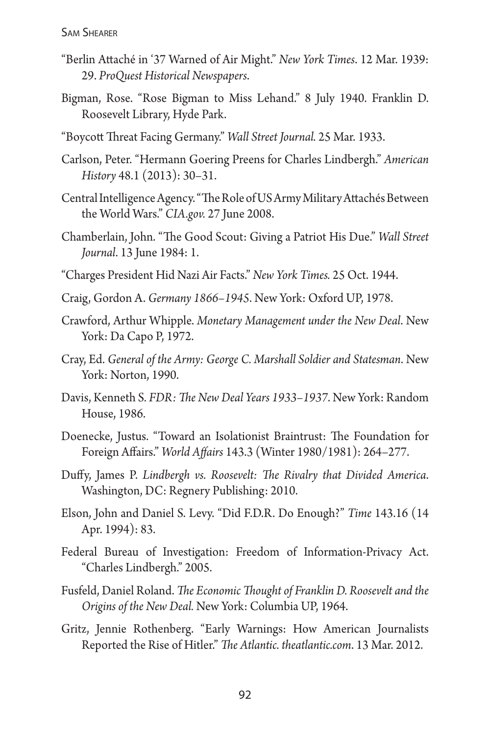"Berlin Attaché in '37 Warned of Air Might." *New York Times*. 12 Mar. 1939: 29. *ProQuest Historical Newspapers*.

Bigman, Rose. "Rose Bigman to Miss Lehand." 8 July 1940. Franklin D. Roosevelt Library, Hyde Park.

"Boycott Threat Facing Germany." *Wall Street Journal.* 25 Mar. 1933.

Carlson, Peter. "Hermann Goering Preens for Charles Lindbergh." *American History* 48.1 (2013): 30–31.

Central Intelligence Agency. "The Role of US Army Military Attachés Between the World Wars." *CIA.gov.* 27 June 2008.

Chamberlain, John. "The Good Scout: Giving a Patriot His Due." *Wall Street Journal*. 13 June 1984: 1.

"Charges President Hid Nazi Air Facts." *New York Times.* 25 Oct. 1944.

Craig, Gordon A. *Germany 1866–1945*. New York: Oxford UP, 1978.

Crawford, Arthur Whipple. *Monetary Management under the New Deal*. New York: Da Capo P, 1972.

Cray, Ed. *General of the Army: George C. Marshall Soldier and Statesman*. New York: Norton, 1990.

Davis, Kenneth S. *FDR: The New Deal Years 1933–1937*. New York: Random House, 1986.

Doenecke, Justus. "Toward an Isolationist Braintrust: The Foundation for Foreign Affairs." *World Affairs* 143.3 (Winter 1980/1981): 264–277.

Duffy, James P. *Lindbergh vs. Roosevelt: The Rivalry that Divided America*. Washington, DC: Regnery Publishing: 2010.

Elson, John and Daniel S. Levy. "Did F.D.R. Do Enough?" *Time* 143.16 (14 Apr. 1994): 83.

Federal Bureau of Investigation: Freedom of Information-Privacy Act. "Charles Lindbergh." 2005.

Fusfeld, Daniel Roland. *The Economic Thought of Franklin D. Roosevelt and the Origins of the New Deal.* New York: Columbia UP, 1964.

Gritz, Jennie Rothenberg. "Early Warnings: How American Journalists Reported the Rise of Hitler." *The Atlantic. theatlantic.com*. 13 Mar. 2012.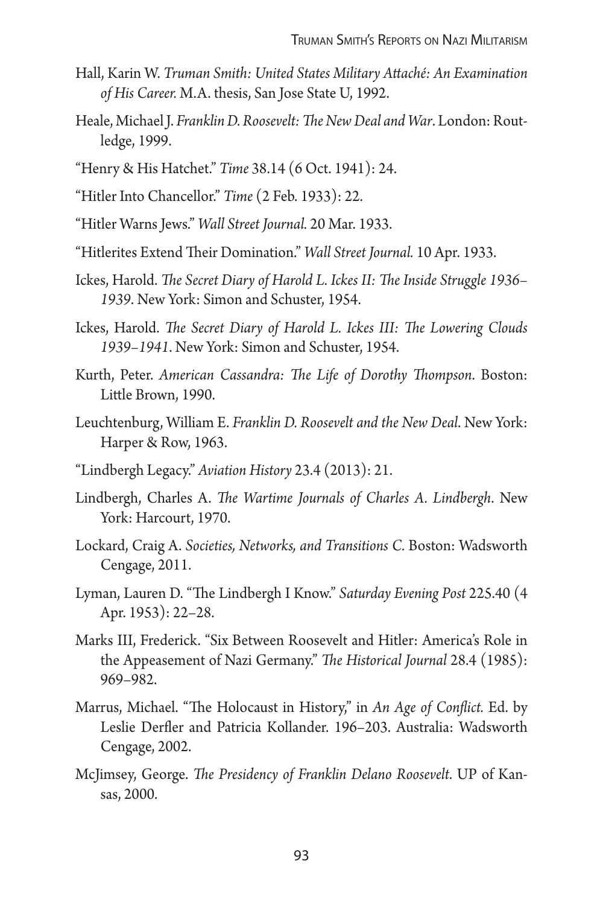Hall, Karin W. *Truman Smith: United States Military Attaché: An Examination of His Career.* M.A. thesis, San Jose State U, 1992.

Heale, Michael J. *Franklin D. Roosevelt: The New Deal and War*. London: Routledge, 1999.

"Henry & His Hatchet." *Time* 38.14 (6 Oct. 1941): 24.

"Hitler Into Chancellor." *Time* (2 Feb. 1933): 22.

"Hitler Warns Jews." *Wall Street Journal.* 20 Mar. 1933.

"Hitlerites Extend Their Domination." *Wall Street Journal.* 10 Apr. 1933.

Ickes, Harold. *The Secret Diary of Harold L. Ickes II: The Inside Struggle 1936–1939*. New York: Simon and Schuster, 1954.

Ickes, Harold. *The Secret Diary of Harold L. Ickes III: The Lowering Clouds 1939–1941*. New York: Simon and Schuster, 1954.

Kurth, Peter. *American Cassandra: The Life of Dorothy Thompson*. Boston: Little Brown, 1990.

Leuchtenburg, William E. *Franklin D. Roosevelt and the New Deal*. New York: Harper & Row, 1963.

"Lindbergh Legacy." *Aviation History* 23.4 (2013): 21.

Lindbergh, Charles A. *The Wartime Journals of Charles A. Lindbergh*. New York: Harcourt, 1970.

Lockard, Craig A. *Societies, Networks, and Transitions C*. Boston: Wadsworth Cengage, 2011.

Lyman, Lauren D. "The Lindbergh I Know." *Saturday Evening Post* 225.40 (4 Apr. 1953): 22–28.

Marks III, Frederick. "Six Between Roosevelt and Hitler: America's Role in the Appeasement of Nazi Germany." *The Historical Journal* 28.4 (1985): 969–982.

Marrus, Michael. "The Holocaust in History," in *An Age of Conflict*. Ed. by Leslie Derfler and Patricia Kollander. 196–203. Australia: Wadsworth Cengage, 2002.

McJimsey, George. *The Presidency of Franklin Delano Roosevelt*. UP of Kansas, 2000.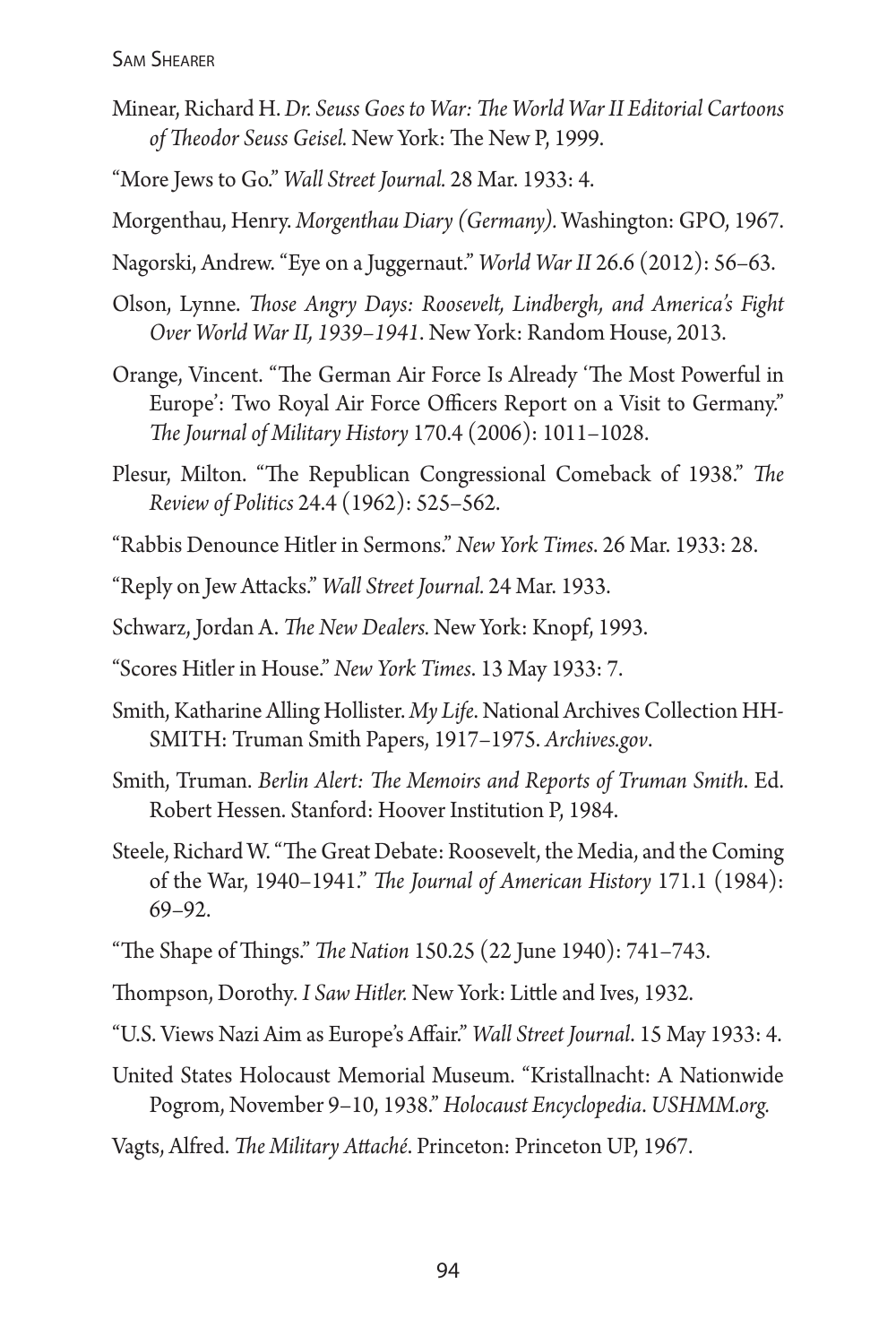Minear, Richard H. *Dr. Seuss Goes to War: The World War II Editorial Cartoons of Theodor Seuss Geisel.* New York: The New P, 1999.

"More Jews to Go." *Wall Street Journal.* 28 Mar. 1933: 4.

Morgenthau, Henry. *Morgenthau Diary (Germany).* Washington: GPO, 1967.

Nagorski, Andrew. "Eye on a Juggernaut." *World War II* 26.6 (2012): 56–63.

Olson, Lynne. *Those Angry Days: Roosevelt, Lindbergh, and America's Fight Over World War II, 1939–1941*. New York: Random House, 2013.

Orange, Vincent. "The German Air Force Is Already 'The Most Powerful in Europe': Two Royal Air Force Officers Report on a Visit to Germany." *The Journal of Military History* 170.4 (2006): 1011–1028.

Plesur, Milton. "The Republican Congressional Comeback of 1938." *The Review of Politics* 24.4 (1962): 525–562.

"Rabbis Denounce Hitler in Sermons." *New York Times*. 26 Mar. 1933: 28.

"Reply on Jew Attacks." *Wall Street Journal.* 24 Mar. 1933.

Schwarz, Jordan A. *The New Dealers.* New York: Knopf, 1993.

"Scores Hitler in House." *New York Times*. 13 May 1933: 7.

Smith, Katharine Alling Hollister. *My Life*. National Archives Collection HH-SMITH: Truman Smith Papers, 1917–1975. *Archives.gov*.

Smith, Truman. *Berlin Alert: The Memoirs and Reports of Truman Smith*. Ed. Robert Hessen. Stanford: Hoover Institution P, 1984.

Steele, Richard W. "The Great Debate: Roosevelt, the Media, and the Coming of the War, 1940–1941." *The Journal of American History* 171.1 (1984): 69–92.

"The Shape of Things." *The Nation* 150.25 (22 June 1940): 741–743.

Thompson, Dorothy. *I Saw Hitler.* New York: Little and Ives, 1932.

"U.S. Views Nazi Aim as Europe's Affair." *Wall Street Journal*. 15 May 1933: 4.

United States Holocaust Memorial Museum. "Kristallnacht: A Nationwide Pogrom, November 9–10, 1938." *Holocaust Encyclopedia*. *USHMM.org.*

Vagts, Alfred. *The Military Attaché*. Princeton: Princeton UP, 1967.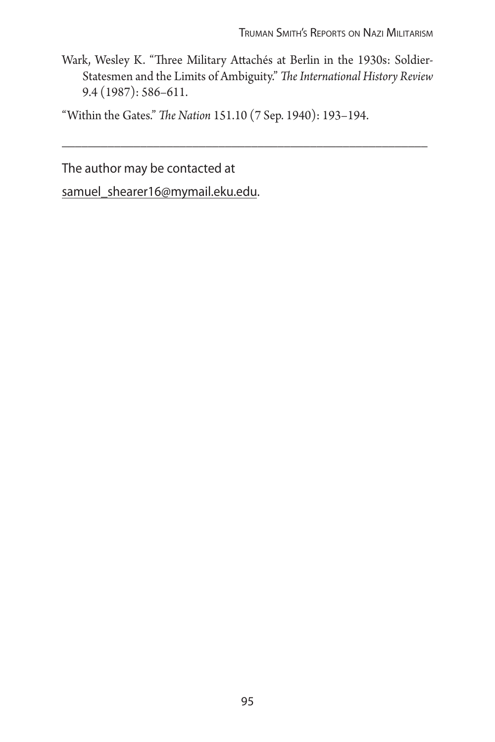Wark, Wesley K. "Three Military Attachés at Berlin in the 1930s: Soldier-Statesmen and the Limits of Ambiguity." *The International History Review* 9.4 (1987): 586–611.

"Within the Gates." *The Nation* 151.10 (7 Sep. 1940): 193–194.

---

The author may be contacted at

samuel_shearer16@mymail.eku.edu.